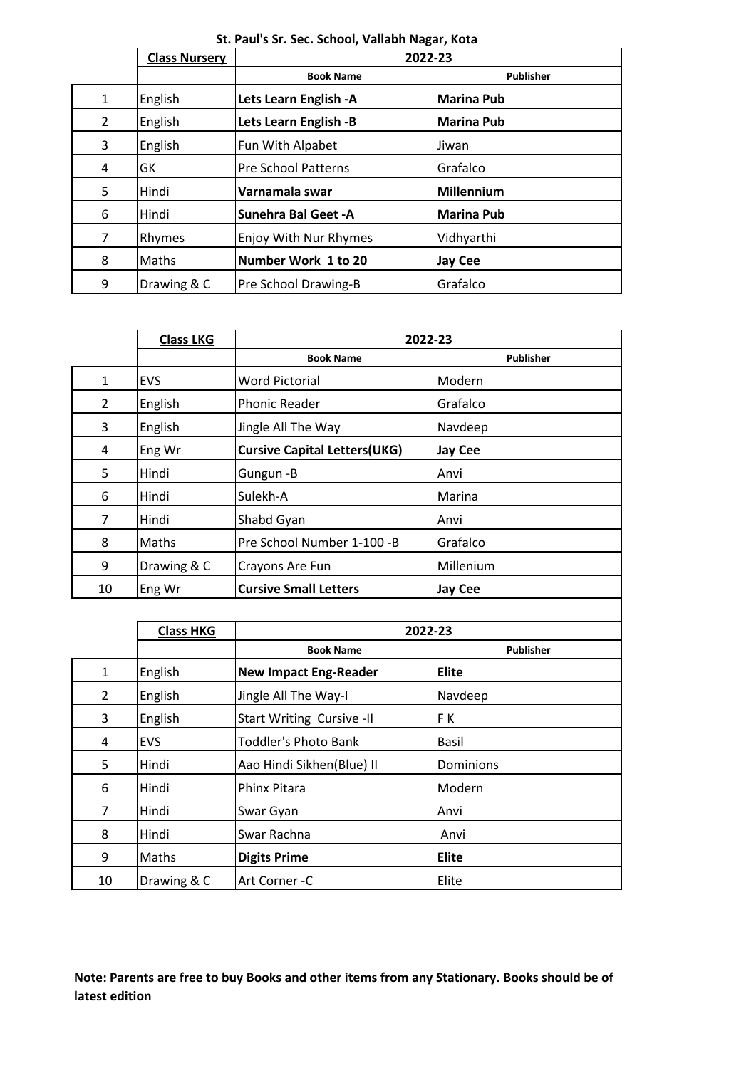**St. Paul's Sr. Sec. School, Vallabh Nagar, Kota**

| | **Class Nursery** | **2022-23** | |
|---|---|---|---|
| | | **Book Name** | **Publisher** |
| 1 | English | **Lets Learn English -A** | **Marina Pub** |
| 2 | English | **Lets Learn English -B** | **Marina Pub** |
| 3 | English | Fun With Alpabet | Jiwan |
| 4 | GK | Pre School Patterns | Grafalco |
| 5 | Hindi | **Varnamala swar** | **Millennium** |
| 6 | Hindi | **Sunehra Bal Geet -A** | **Marina Pub** |
| 7 | Rhymes | Enjoy With Nur Rhymes | Vidhyarthi |
| 8 | Maths | **Number Work 1 to 20** | **Jay Cee** |
| 9 | Drawing & C | Pre School Drawing-B | Grafalco |

| | **Class LKG** | **2022-23** | |
|---|---|---|---|
| | | **Book Name** | **Publisher** |
| 1 | EVS | Word Pictorial | Modern |
| 2 | English | Phonic Reader | Grafalco |
| 3 | English | Jingle All The Way | Navdeep |
| 4 | Eng Wr | **Cursive Capital Letters(UKG)** | **Jay Cee** |
| 5 | Hindi | Gungun -B | Anvi |
| 6 | Hindi | Sulekh-A | Marina |
| 7 | Hindi | Shabd Gyan | Anvi |
| 8 | Maths | Pre School Number 1-100 -B | Grafalco |
| 9 | Drawing & C | Crayons Are Fun | Millenium |
| 10 | Eng Wr | **Cursive Small Letters** | **Jay Cee** |

| | **Class HKG** | **2022-23** | |
|---|---|---|---|
| | | **Book Name** | **Publisher** |
| 1 | English | **New Impact Eng-Reader** | **Elite** |
| 2 | English | Jingle All The Way-I | Navdeep |
| 3 | English | Start Writing Cursive -II | F K |
| 4 | EVS | Toddler's Photo Bank | Basil |
| 5 | Hindi | Aao Hindi Sikhen(Blue) II | Dominions |
| 6 | Hindi | Phinx Pitara | Modern |
| 7 | Hindi | Swar Gyan | Anvi |
| 8 | Hindi | Swar Rachna | Anvi |
| 9 | Maths | **Digits Prime** | **Elite** |
| 10 | Drawing & C | Art Corner -C | Elite |

**Note: Parents are free to buy Books and other items from any Stationary. Books should be of latest edition**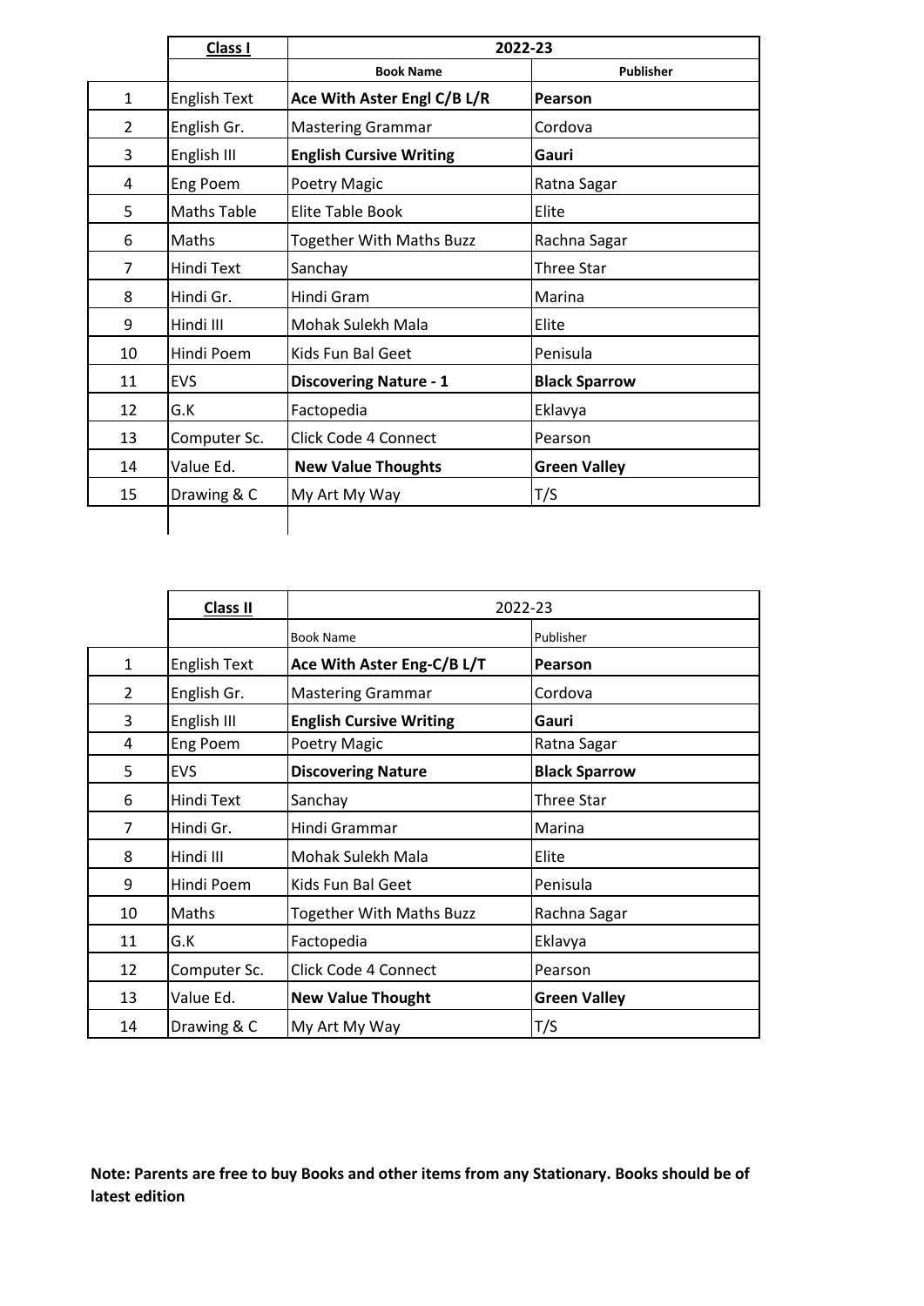| | **Class I** | **2022-23** | |
|---|---|---|---|
| | | **Book Name** | **Publisher** |
| 1 | English Text | **Ace With Aster Engl C/B L/R** | **Pearson** |
| 2 | English Gr. | Mastering Grammar | Cordova |
| 3 | English III | **English Cursive Writing** | **Gauri** |
| 4 | Eng Poem | Poetry Magic | Ratna Sagar |
| 5 | Maths Table | Elite Table Book | Elite |
| 6 | Maths | Together With Maths Buzz | Rachna Sagar |
| 7 | Hindi Text | Sanchay | Three Star |
| 8 | Hindi Gr. | Hindi Gram | Marina |
| 9 | Hindi III | Mohak Sulekh Mala | Elite |
| 10 | Hindi Poem | Kids Fun Bal Geet | Penisula |
| 11 | EVS | **Discovering Nature - 1** | **Black Sparrow** |
| 12 | G.K | Factopedia | Eklavya |
| 13 | Computer Sc. | Click Code 4 Connect | Pearson |
| 14 | Value Ed. | **New Value Thoughts** | **Green Valley** |
| 15 | Drawing & C | My Art My Way | T/S |

| | **Class II** | 2022-23 | |
|---|---|---|---|
| | | Book Name | Publisher |
| 1 | English Text | **Ace With Aster Eng-C/B L/T** | **Pearson** |
| 2 | English Gr. | Mastering Grammar | Cordova |
| 3 | English III | **English Cursive Writing** | **Gauri** |
| 4 | Eng Poem | Poetry Magic | Ratna Sagar |
| 5 | EVS | **Discovering Nature** | **Black Sparrow** |
| 6 | Hindi Text | Sanchay | Three Star |
| 7 | Hindi Gr. | Hindi Grammar | Marina |
| 8 | Hindi III | Mohak Sulekh Mala | Elite |
| 9 | Hindi Poem | Kids Fun Bal Geet | Penisula |
| 10 | Maths | Together With Maths Buzz | Rachna Sagar |
| 11 | G.K | Factopedia | Eklavya |
| 12 | Computer Sc. | Click Code 4 Connect | Pearson |
| 13 | Value Ed. | **New Value Thought** | **Green Valley** |
| 14 | Drawing & C | My Art My Way | T/S |

**Note: Parents are free to buy Books and other items from any Stationary. Books should be of latest edition**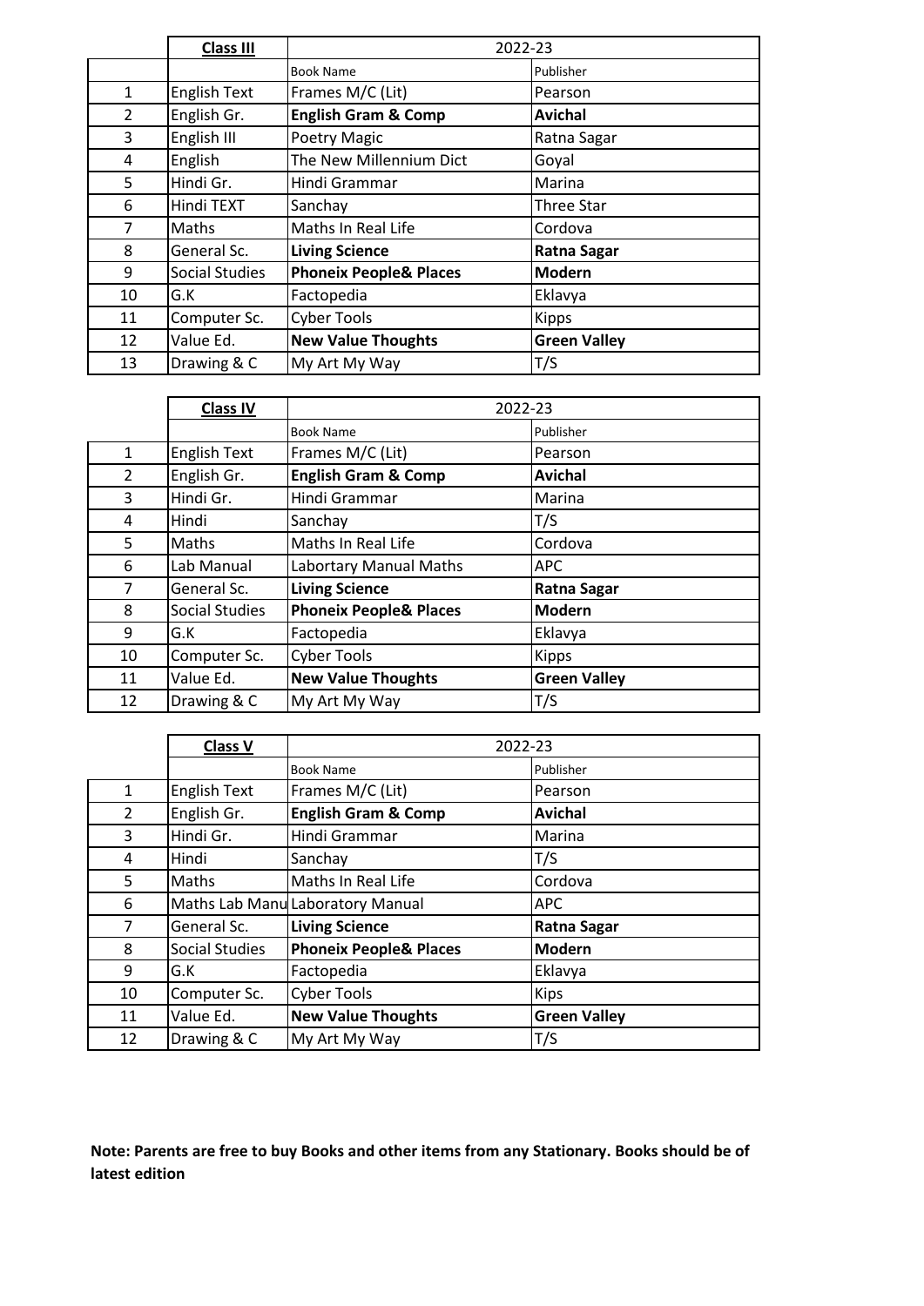| | **<u>Class III</u>** | 2022-23 | |
|---|---|---|---|
| | | Book Name | Publisher |
| 1 | English Text | Frames M/C (Lit) | Pearson |
| 2 | English Gr. | **English Gram & Comp** | **Avichal** |
| 3 | English III | Poetry Magic | Ratna Sagar |
| 4 | English | The New Millennium Dict | Goyal |
| 5 | Hindi Gr. | Hindi Grammar | Marina |
| 6 | Hindi TEXT | Sanchay | Three Star |
| 7 | Maths | Maths In Real Life | Cordova |
| 8 | General Sc. | **Living Science** | **Ratna Sagar** |
| 9 | Social Studies | **Phoneix People& Places** | **Modern** |
| 10 | G.K | Factopedia | Eklavya |
| 11 | Computer Sc. | Cyber Tools | Kipps |
| 12 | Value Ed. | **New Value Thoughts** | **Green Valley** |
| 13 | Drawing & C | My Art My Way | T/S |

| | **<u>Class IV</u>** | 2022-23 | |
|---|---|---|---|
| | | Book Name | Publisher |
| 1 | English Text | Frames M/C (Lit) | Pearson |
| 2 | English Gr. | **English Gram & Comp** | **Avichal** |
| 3 | Hindi Gr. | Hindi Grammar | Marina |
| 4 | Hindi | Sanchay | T/S |
| 5 | Maths | Maths In Real Life | Cordova |
| 6 | Lab Manual | Labortary Manual Maths | APC |
| 7 | General Sc. | **Living Science** | **Ratna Sagar** |
| 8 | Social Studies | **Phoneix People& Places** | **Modern** |
| 9 | G.K | Factopedia | Eklavya |
| 10 | Computer Sc. | Cyber Tools | Kipps |
| 11 | Value Ed. | **New Value Thoughts** | **Green Valley** |
| 12 | Drawing & C | My Art My Way | T/S |

| | **<u>Class V</u>** | 2022-23 | |
|---|---|---|---|
| | | Book Name | Publisher |
| 1 | English Text | Frames M/C (Lit) | Pearson |
| 2 | English Gr. | **English Gram & Comp** | **Avichal** |
| 3 | Hindi Gr. | Hindi Grammar | Marina |
| 4 | Hindi | Sanchay | T/S |
| 5 | Maths | Maths In Real Life | Cordova |
| 6 | Maths Lab Manu | Laboratory Manual | APC |
| 7 | General Sc. | **Living Science** | **Ratna Sagar** |
| 8 | Social Studies | **Phoneix People& Places** | **Modern** |
| 9 | G.K | Factopedia | Eklavya |
| 10 | Computer Sc. | Cyber Tools | Kips |
| 11 | Value Ed. | **New Value Thoughts** | **Green Valley** |
| 12 | Drawing & C | My Art My Way | T/S |

**Note: Parents are free to buy Books and other items from any Stationary. Books should be of latest edition**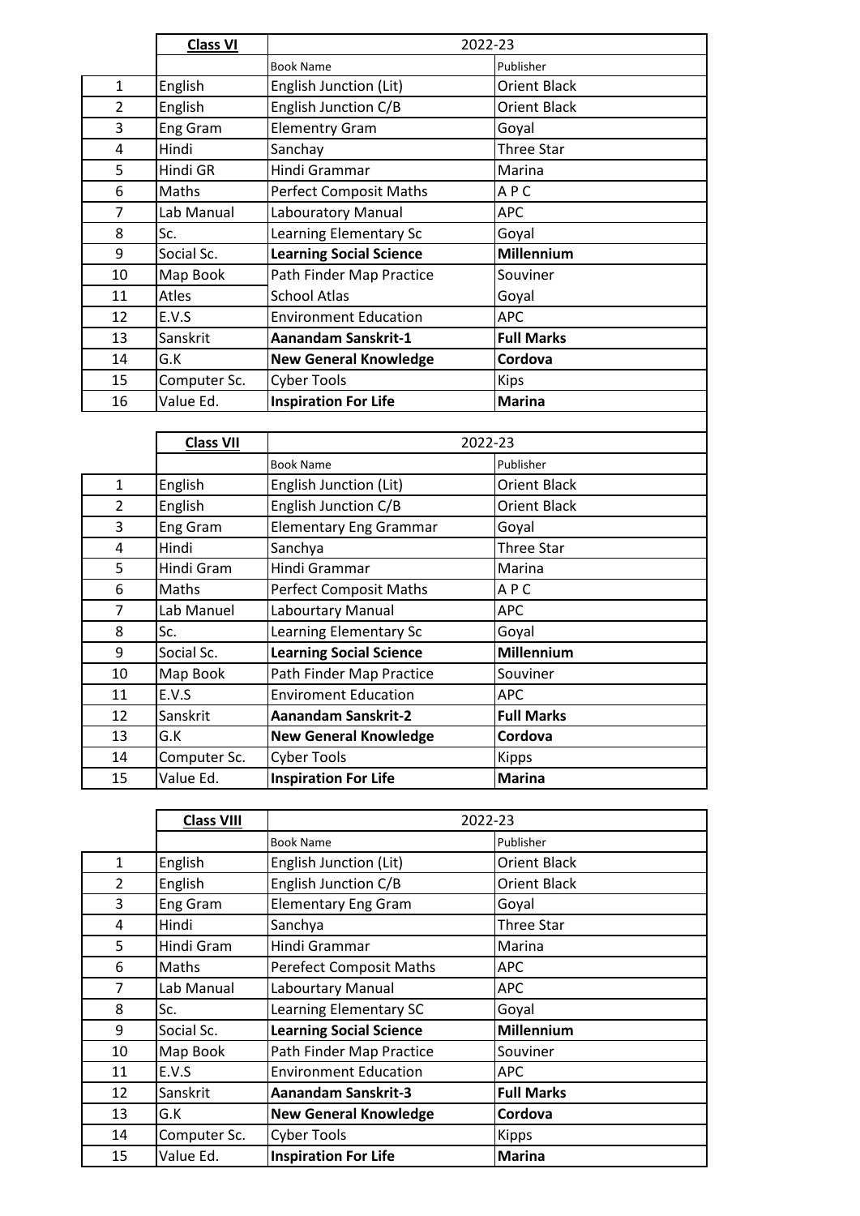| | **Class VI** | 2022-23 | |
|---|---|---|---|
| | | Book Name | Publisher |
| 1 | English | English Junction (Lit) | Orient Black |
| 2 | English | English Junction C/B | Orient Black |
| 3 | Eng Gram | Elementry Gram | Goyal |
| 4 | Hindi | Sanchay | Three Star |
| 5 | Hindi GR | Hindi Grammar | Marina |
| 6 | Maths | Perfect Composit Maths | A P C |
| 7 | Lab Manual | Labouratory Manual | APC |
| 8 | Sc. | Learning Elementary Sc | Goyal |
| 9 | Social Sc. | **Learning Social Science** | **Millennium** |
| 10 | Map Book | Path Finder Map Practice | Souviner |
| 11 | Atles | School Atlas | Goyal |
| 12 | E.V.S | Environment Education | APC |
| 13 | Sanskrit | **Aanandam Sanskrit-1** | **Full Marks** |
| 14 | G.K | **New General Knowledge** | **Cordova** |
| 15 | Computer Sc. | Cyber Tools | Kips |
| 16 | Value Ed. | **Inspiration For Life** | **Marina** |

| | **Class VII** | 2022-23 | |
|---|---|---|---|
| | | Book Name | Publisher |
| 1 | English | English Junction (Lit) | Orient Black |
| 2 | English | English Junction C/B | Orient Black |
| 3 | Eng Gram | Elementary Eng Grammar | Goyal |
| 4 | Hindi | Sanchya | Three Star |
| 5 | Hindi Gram | Hindi Grammar | Marina |
| 6 | Maths | Perfect Composit Maths | A P C |
| 7 | Lab Manuel | Labourtary Manual | APC |
| 8 | Sc. | Learning Elementary Sc | Goyal |
| 9 | Social Sc. | **Learning Social Science** | **Millennium** |
| 10 | Map Book | Path Finder Map Practice | Souviner |
| 11 | E.V.S | Enviroment Education | APC |
| 12 | Sanskrit | **Aanandam Sanskrit-2** | **Full Marks** |
| 13 | G.K | **New General Knowledge** | **Cordova** |
| 14 | Computer Sc. | Cyber Tools | Kipps |
| 15 | Value Ed. | **Inspiration For Life** | **Marina** |

| | **Class VIII** | 2022-23 | |
|---|---|---|---|
| | | Book Name | Publisher |
| 1 | English | English Junction (Lit) | Orient Black |
| 2 | English | English Junction C/B | Orient Black |
| 3 | Eng Gram | Elementary Eng Gram | Goyal |
| 4 | Hindi | Sanchya | Three Star |
| 5 | Hindi Gram | Hindi Grammar | Marina |
| 6 | Maths | Perefect Composit Maths | APC |
| 7 | Lab Manual | Labourtary Manual | APC |
| 8 | Sc. | Learning Elementary SC | Goyal |
| 9 | Social Sc. | **Learning Social Science** | **Millennium** |
| 10 | Map Book | Path Finder Map Practice | Souviner |
| 11 | E.V.S | Environment Education | APC |
| 12 | Sanskrit | **Aanandam Sanskrit-3** | **Full Marks** |
| 13 | G.K | **New General Knowledge** | **Cordova** |
| 14 | Computer Sc. | Cyber Tools | Kipps |
| 15 | Value Ed. | **Inspiration For Life** | **Marina** |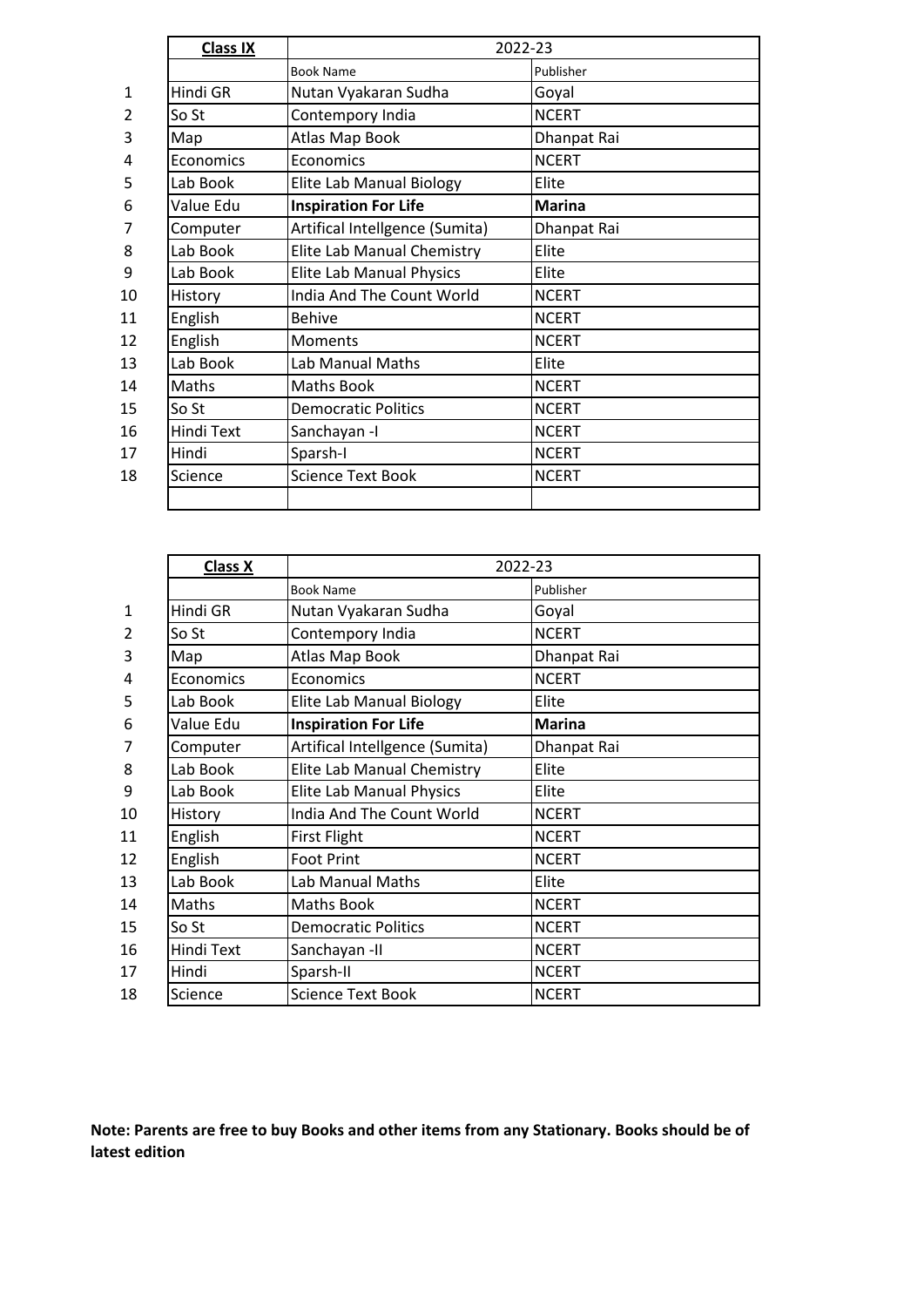| | **Class IX** | 2022-23 | |
|---|---|---|---|
| | | Book Name | Publisher |
| 1 | Hindi GR | Nutan Vyakaran Sudha | Goyal |
| 2 | So St | Contempory India | NCERT |
| 3 | Map | Atlas Map Book | Dhanpat Rai |
| 4 | Economics | Economics | NCERT |
| 5 | Lab Book | Elite Lab Manual Biology | Elite |
| 6 | Value Edu | **Inspiration For Life** | **Marina** |
| 7 | Computer | Artifical Intellgence (Sumita) | Dhanpat Rai |
| 8 | Lab Book | Elite Lab Manual Chemistry | Elite |
| 9 | Lab Book | Elite Lab Manual Physics | Elite |
| 10 | History | India And The Count World | NCERT |
| 11 | English | Behive | NCERT |
| 12 | English | Moments | NCERT |
| 13 | Lab Book | Lab Manual Maths | Elite |
| 14 | Maths | Maths Book | NCERT |
| 15 | So St | Democratic Politics | NCERT |
| 16 | Hindi Text | Sanchayan -I | NCERT |
| 17 | Hindi | Sparsh-I | NCERT |
| 18 | Science | Science Text Book | NCERT |

| | **Class X** | 2022-23 | |
|---|---|---|---|
| | | Book Name | Publisher |
| 1 | Hindi GR | Nutan Vyakaran Sudha | Goyal |
| 2 | So St | Contempory India | NCERT |
| 3 | Map | Atlas Map Book | Dhanpat Rai |
| 4 | Economics | Economics | NCERT |
| 5 | Lab Book | Elite Lab Manual Biology | Elite |
| 6 | Value Edu | **Inspiration For Life** | **Marina** |
| 7 | Computer | Artifical Intellgence (Sumita) | Dhanpat Rai |
| 8 | Lab Book | Elite Lab Manual Chemistry | Elite |
| 9 | Lab Book | Elite Lab Manual Physics | Elite |
| 10 | History | India And The Count World | NCERT |
| 11 | English | First Flight | NCERT |
| 12 | English | Foot Print | NCERT |
| 13 | Lab Book | Lab Manual Maths | Elite |
| 14 | Maths | Maths Book | NCERT |
| 15 | So St | Democratic Politics | NCERT |
| 16 | Hindi Text | Sanchayan -II | NCERT |
| 17 | Hindi | Sparsh-II | NCERT |
| 18 | Science | Science Text Book | NCERT |

**Note: Parents are free to buy Books and other items from any Stationary. Books should be of latest edition**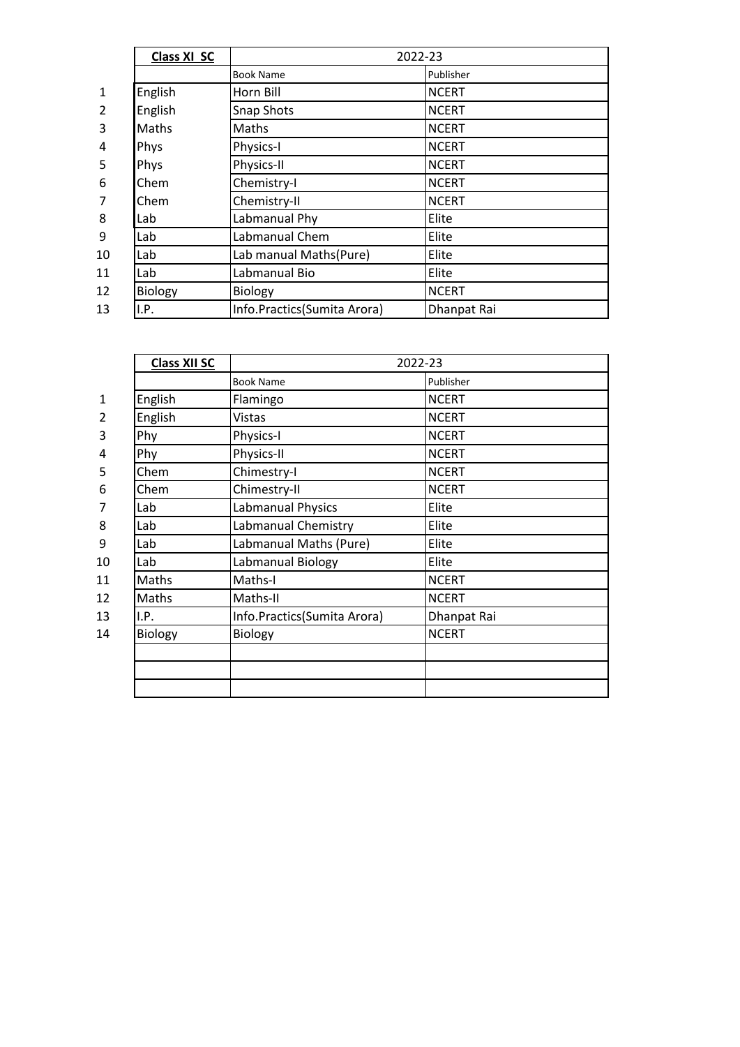| | Class XI SC | 2022-23 | |
|---|---|---|---|
| | | Book Name | Publisher |
| 1 | English | Horn Bill | NCERT |
| 2 | English | Snap Shots | NCERT |
| 3 | Maths | Maths | NCERT |
| 4 | Phys | Physics-I | NCERT |
| 5 | Phys | Physics-II | NCERT |
| 6 | Chem | Chemistry-I | NCERT |
| 7 | Chem | Chemistry-II | NCERT |
| 8 | Lab | Labmanual Phy | Elite |
| 9 | Lab | Labmanual Chem | Elite |
| 10 | Lab | Lab manual Maths(Pure) | Elite |
| 11 | Lab | Labmanual Bio | Elite |
| 12 | Biology | Biology | NCERT |
| 13 | I.P. | Info.Practics(Sumita Arora) | Dhanpat Rai |

| | Class XII SC | 2022-23 | |
|---|---|---|---|
| | | Book Name | Publisher |
| 1 | English | Flamingo | NCERT |
| 2 | English | Vistas | NCERT |
| 3 | Phy | Physics-I | NCERT |
| 4 | Phy | Physics-II | NCERT |
| 5 | Chem | Chimestry-I | NCERT |
| 6 | Chem | Chimestry-II | NCERT |
| 7 | Lab | Labmanual Physics | Elite |
| 8 | Lab | Labmanual Chemistry | Elite |
| 9 | Lab | Labmanual Maths (Pure) | Elite |
| 10 | Lab | Labmanual Biology | Elite |
| 11 | Maths | Maths-I | NCERT |
| 12 | Maths | Maths-II | NCERT |
| 13 | I.P. | Info.Practics(Sumita Arora) | Dhanpat Rai |
| 14 | Biology | Biology | NCERT |
| | | | |
| | | | |
| | | | |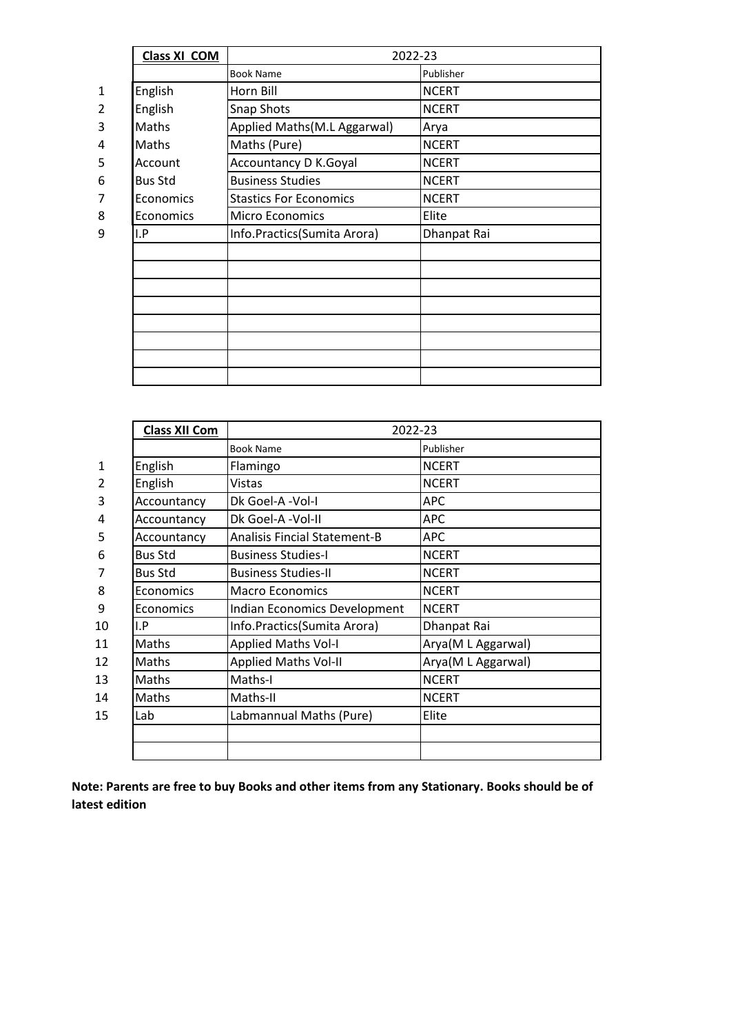| | Class XI COM | 2022-23 | |
|---|---|---|---|
| | | Book Name | Publisher |
| 1 | English | Horn Bill | NCERT |
| 2 | English | Snap Shots | NCERT |
| 3 | Maths | Applied Maths(M.L Aggarwal) | Arya |
| 4 | Maths | Maths (Pure) | NCERT |
| 5 | Account | Accountancy D K.Goyal | NCERT |
| 6 | Bus Std | Business Studies | NCERT |
| 7 | Economics | Stastics For Economics | NCERT |
| 8 | Economics | Micro Economics | Elite |
| 9 | I.P | Info.Practics(Sumita Arora) | Dhanpat Rai |
| | | | |
| | | | |
| | | | |
| | | | |
| | | | |
| | | | |
| | | | |
| | | | |

| | Class XII Com | 2022-23 | |
|---|---|---|---|
| | | Book Name | Publisher |
| 1 | English | Flamingo | NCERT |
| 2 | English | Vistas | NCERT |
| 3 | Accountancy | Dk Goel-A -Vol-I | APC |
| 4 | Accountancy | Dk Goel-A -Vol-II | APC |
| 5 | Accountancy | Analisis Fincial Statement-B | APC |
| 6 | Bus Std | Business Studies-I | NCERT |
| 7 | Bus Std | Business Studies-II | NCERT |
| 8 | Economics | Macro Economics | NCERT |
| 9 | Economics | Indian Economics Development | NCERT |
| 10 | I.P | Info.Practics(Sumita Arora) | Dhanpat Rai |
| 11 | Maths | Applied Maths Vol-I | Arya(M L Aggarwal) |
| 12 | Maths | Applied Maths Vol-II | Arya(M L Aggarwal) |
| 13 | Maths | Maths-I | NCERT |
| 14 | Maths | Maths-II | NCERT |
| 15 | Lab | Labmannual Maths (Pure) | Elite |
| | | | |
| | | | |

**Note: Parents are free to buy Books and other items from any Stationary. Books should be of latest edition**